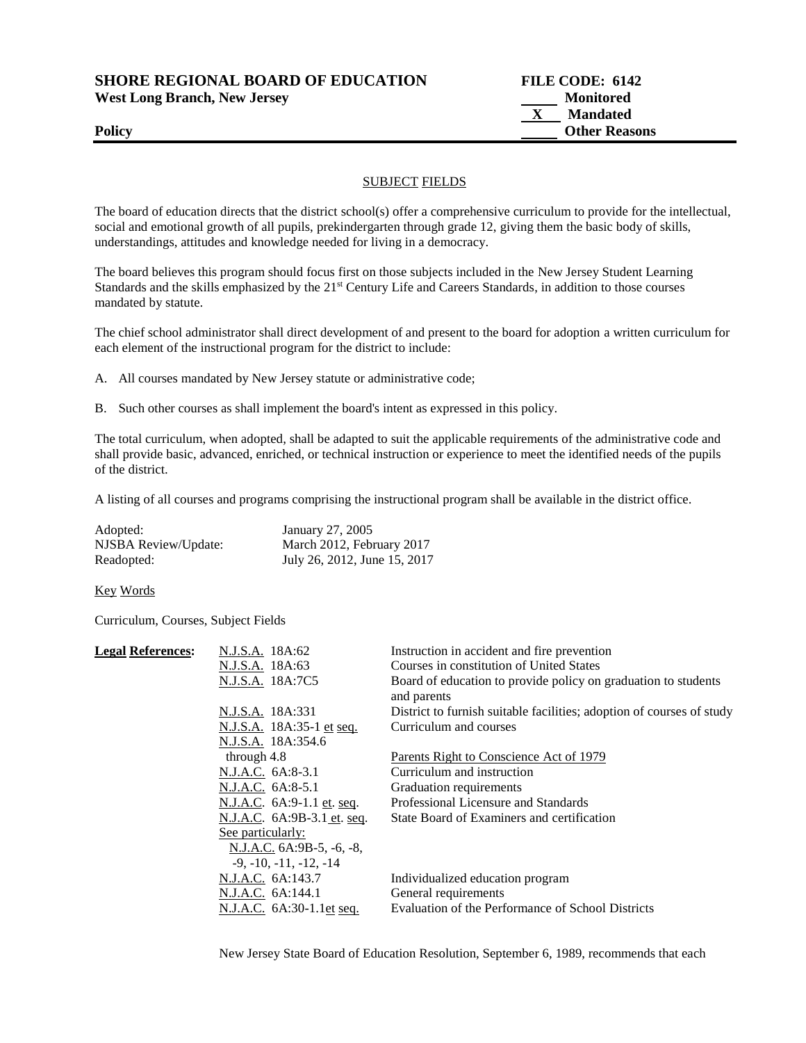**SHORE REGIONAL BOARD OF EDUCATION** **FILE CODE: 6142**
**West Long Branch, New Jersey**

____ Monitored
_X_ Mandated
____ Other Reasons

**Policy**

## SUBJECT FIELDS

The board of education directs that the district school(s) offer a comprehensive curriculum to provide for the intellectual, social and emotional growth of all pupils, prekindergarten through grade 12, giving them the basic body of skills, understandings, attitudes and knowledge needed for living in a democracy.

The board believes this program should focus first on those subjects included in the New Jersey Student Learning Standards and the skills emphasized by the 21st Century Life and Careers Standards, in addition to those courses mandated by statute.

The chief school administrator shall direct development of and present to the board for adoption a written curriculum for each element of the instructional program for the district to include:

A. All courses mandated by New Jersey statute or administrative code;

B. Such other courses as shall implement the board's intent as expressed in this policy.

The total curriculum, when adopted, shall be adapted to suit the applicable requirements of the administrative code and shall provide basic, advanced, enriched, or technical instruction or experience to meet the identified needs of the pupils of the district.

A listing of all courses and programs comprising the instructional program shall be available in the district office.

| | |
|---|---|
| Adopted: | January 27, 2005 |
| NJSBA Review/Update: | March 2012, February 2017 |
| Readopted: | July 26, 2012, June 15, 2017 |

Key Words

Curriculum, Courses, Subject Fields

| **Legal References:** | | |
|---|---|---|
| | N.J.S.A. 18A:62 | Instruction in accident and fire prevention |
| | N.J.S.A. 18A:63 | Courses in constitution of United States |
| | N.J.S.A. 18A:7C5 | Board of education to provide policy on graduation to students and parents |
| | N.J.S.A. 18A:331 | District to furnish suitable facilities; adoption of courses of study |
| | N.J.S.A. 18A:35-1 et seq. | Curriculum and courses |
| | N.J.S.A. 18A:354.6 through 4.8 | Parents Right to Conscience Act of 1979 |
| | N.J.A.C. 6A:8-3.1 | Curriculum and instruction |
| | N.J.A.C. 6A:8-5.1 | Graduation requirements |
| | N.J.A.C. 6A:9-1.1 et. seq. | Professional Licensure and Standards |
| | N.J.A.C. 6A:9B-3.1 et. seq. | State Board of Examiners and certification |
| | See particularly: N.J.A.C. 6A:9B-5, -6, -8, -9, -10, -11, -12, -14 | |
| | N.J.A.C. 6A:143.7 | Individualized education program |
| | N.J.A.C. 6A:144.1 | General requirements |
| | N.J.A.C. 6A:30-1.1et seq. | Evaluation of the Performance of School Districts |

New Jersey State Board of Education Resolution, September 6, 1989, recommends that each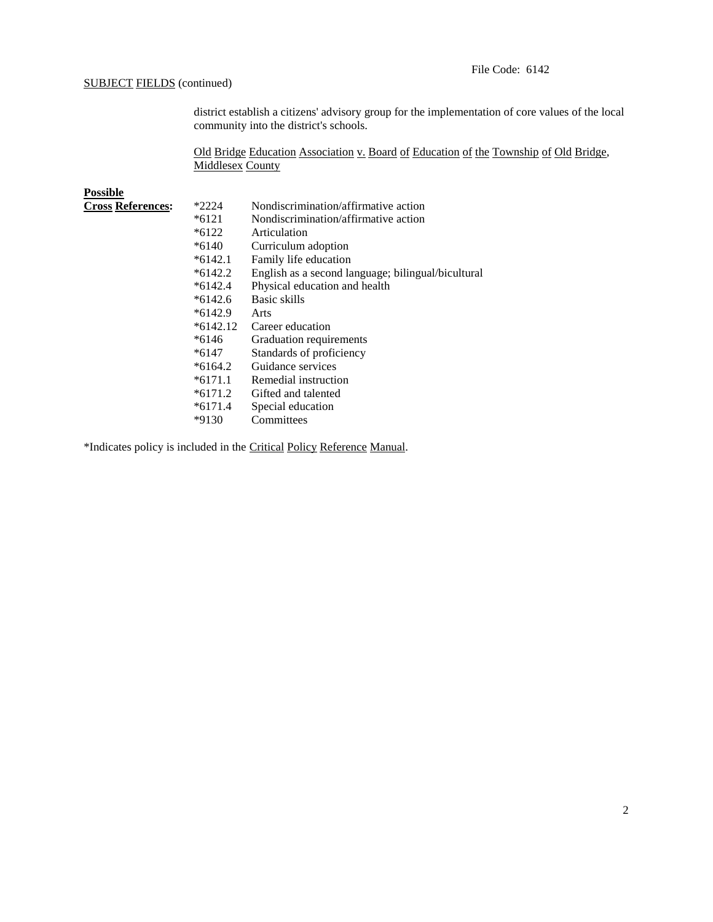SUBJECT FIELDS (continued)

district establish a citizens' advisory group for the implementation of core values of the local community into the district's schools.

Old Bridge Education Association v. Board of Education of the Township of Old Bridge, Middlesex County

**Possible Cross References:**

| | |
|---|---|
| *2224 | Nondiscrimination/affirmative action |
| *6121 | Nondiscrimination/affirmative action |
| *6122 | Articulation |
| *6140 | Curriculum adoption |
| *6142.1 | Family life education |
| *6142.2 | English as a second language; bilingual/bicultural |
| *6142.4 | Physical education and health |
| *6142.6 | Basic skills |
| *6142.9 | Arts |
| *6142.12 | Career education |
| *6146 | Graduation requirements |
| *6147 | Standards of proficiency |
| *6164.2 | Guidance services |
| *6171.1 | Remedial instruction |
| *6171.2 | Gifted and talented |
| *6171.4 | Special education |
| *9130 | Committees |

*Indicates policy is included in the Critical Policy Reference Manual.